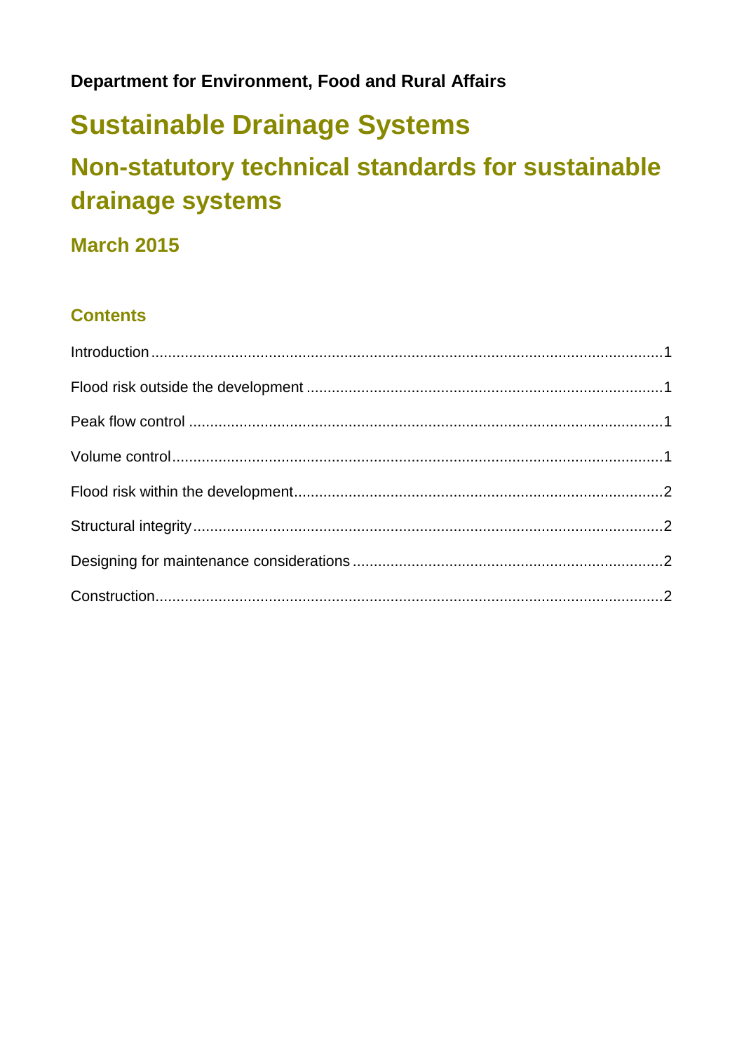**Department for Environment, Food and Rural Affairs**

# Sustainable Drainage Systems

## Non-statutory technical standards for sustainable drainage systems

### March 2015

### Contents

Introduction .......... 1

Flood risk outside the development .......... 1

Peak flow control .......... 1

Volume control .......... 1

Flood risk within the development .......... 2

Structural integrity .......... 2

Designing for maintenance considerations .......... 2

Construction .......... 2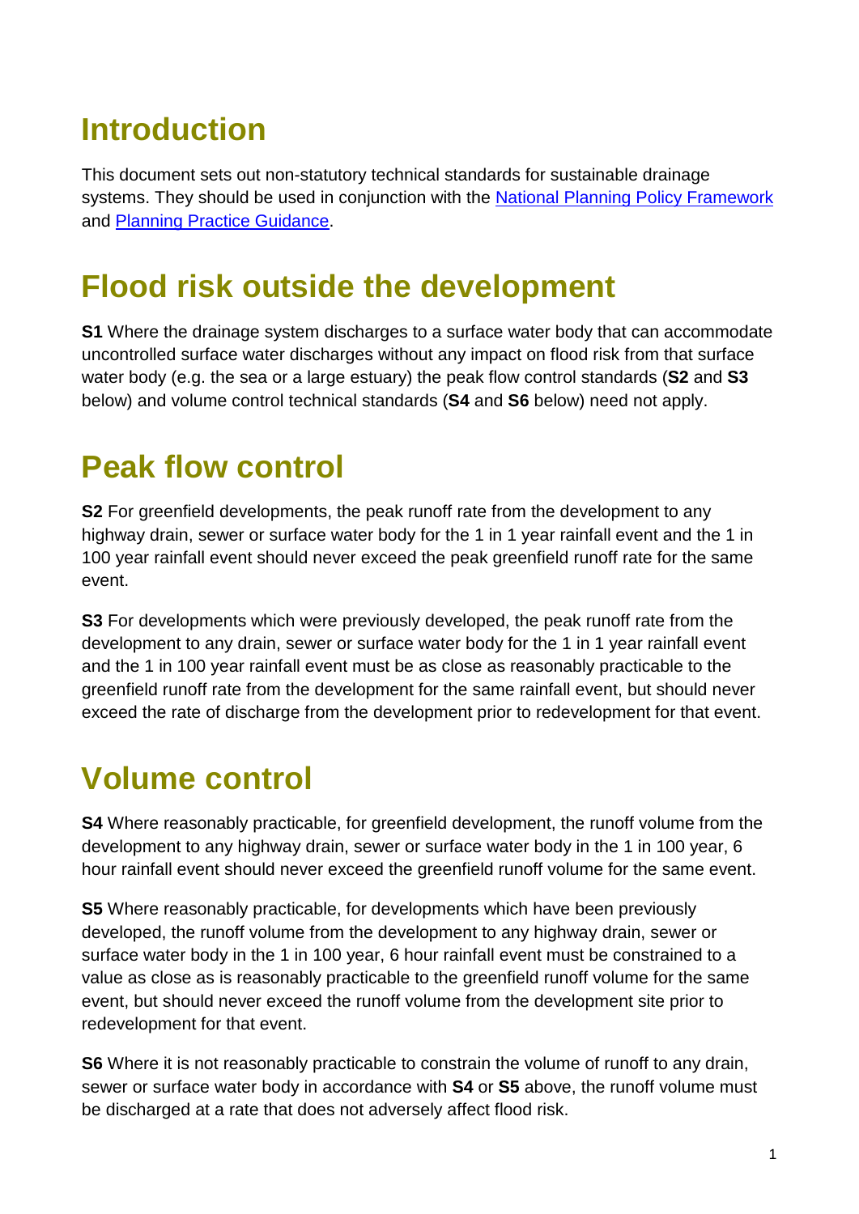# Introduction

This document sets out non-statutory technical standards for sustainable drainage systems. They should be used in conjunction with the [National Planning Policy Framework](National Planning Policy Framework) and [Planning Practice Guidance](Planning Practice Guidance).

# Flood risk outside the development

**S1** Where the drainage system discharges to a surface water body that can accommodate uncontrolled surface water discharges without any impact on flood risk from that surface water body (e.g. the sea or a large estuary) the peak flow control standards (**S2** and **S3** below) and volume control technical standards (**S4** and **S6** below) need not apply.

# Peak flow control

**S2** For greenfield developments, the peak runoff rate from the development to any highway drain, sewer or surface water body for the 1 in 1 year rainfall event and the 1 in 100 year rainfall event should never exceed the peak greenfield runoff rate for the same event.

**S3** For developments which were previously developed, the peak runoff rate from the development to any drain, sewer or surface water body for the 1 in 1 year rainfall event and the 1 in 100 year rainfall event must be as close as reasonably practicable to the greenfield runoff rate from the development for the same rainfall event, but should never exceed the rate of discharge from the development prior to redevelopment for that event.

# Volume control

**S4** Where reasonably practicable, for greenfield development, the runoff volume from the development to any highway drain, sewer or surface water body in the 1 in 100 year, 6 hour rainfall event should never exceed the greenfield runoff volume for the same event.

**S5** Where reasonably practicable, for developments which have been previously developed, the runoff volume from the development to any highway drain, sewer or surface water body in the 1 in 100 year, 6 hour rainfall event must be constrained to a value as close as is reasonably practicable to the greenfield runoff volume for the same event, but should never exceed the runoff volume from the development site prior to redevelopment for that event.

**S6** Where it is not reasonably practicable to constrain the volume of runoff to any drain, sewer or surface water body in accordance with **S4** or **S5** above, the runoff volume must be discharged at a rate that does not adversely affect flood risk.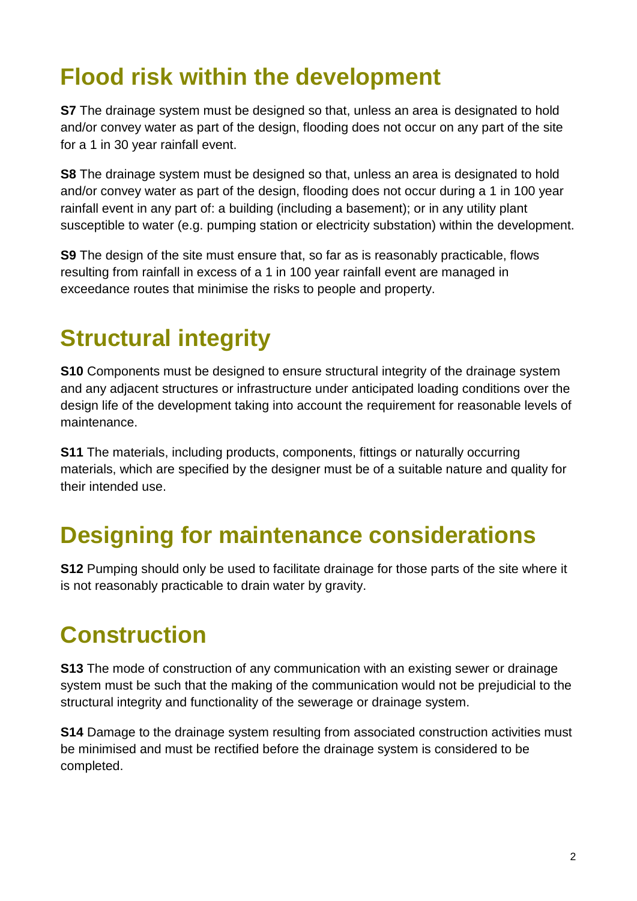## Flood risk within the development

**S7** The drainage system must be designed so that, unless an area is designated to hold and/or convey water as part of the design, flooding does not occur on any part of the site for a 1 in 30 year rainfall event.

**S8** The drainage system must be designed so that, unless an area is designated to hold and/or convey water as part of the design, flooding does not occur during a 1 in 100 year rainfall event in any part of: a building (including a basement); or in any utility plant susceptible to water (e.g. pumping station or electricity substation) within the development.

**S9** The design of the site must ensure that, so far as is reasonably practicable, flows resulting from rainfall in excess of a 1 in 100 year rainfall event are managed in exceedance routes that minimise the risks to people and property.

## Structural integrity

**S10** Components must be designed to ensure structural integrity of the drainage system and any adjacent structures or infrastructure under anticipated loading conditions over the design life of the development taking into account the requirement for reasonable levels of maintenance.

**S11** The materials, including products, components, fittings or naturally occurring materials, which are specified by the designer must be of a suitable nature and quality for their intended use.

## Designing for maintenance considerations

**S12** Pumping should only be used to facilitate drainage for those parts of the site where it is not reasonably practicable to drain water by gravity.

## Construction

**S13** The mode of construction of any communication with an existing sewer or drainage system must be such that the making of the communication would not be prejudicial to the structural integrity and functionality of the sewerage or drainage system.

**S14** Damage to the drainage system resulting from associated construction activities must be minimised and must be rectified before the drainage system is considered to be completed.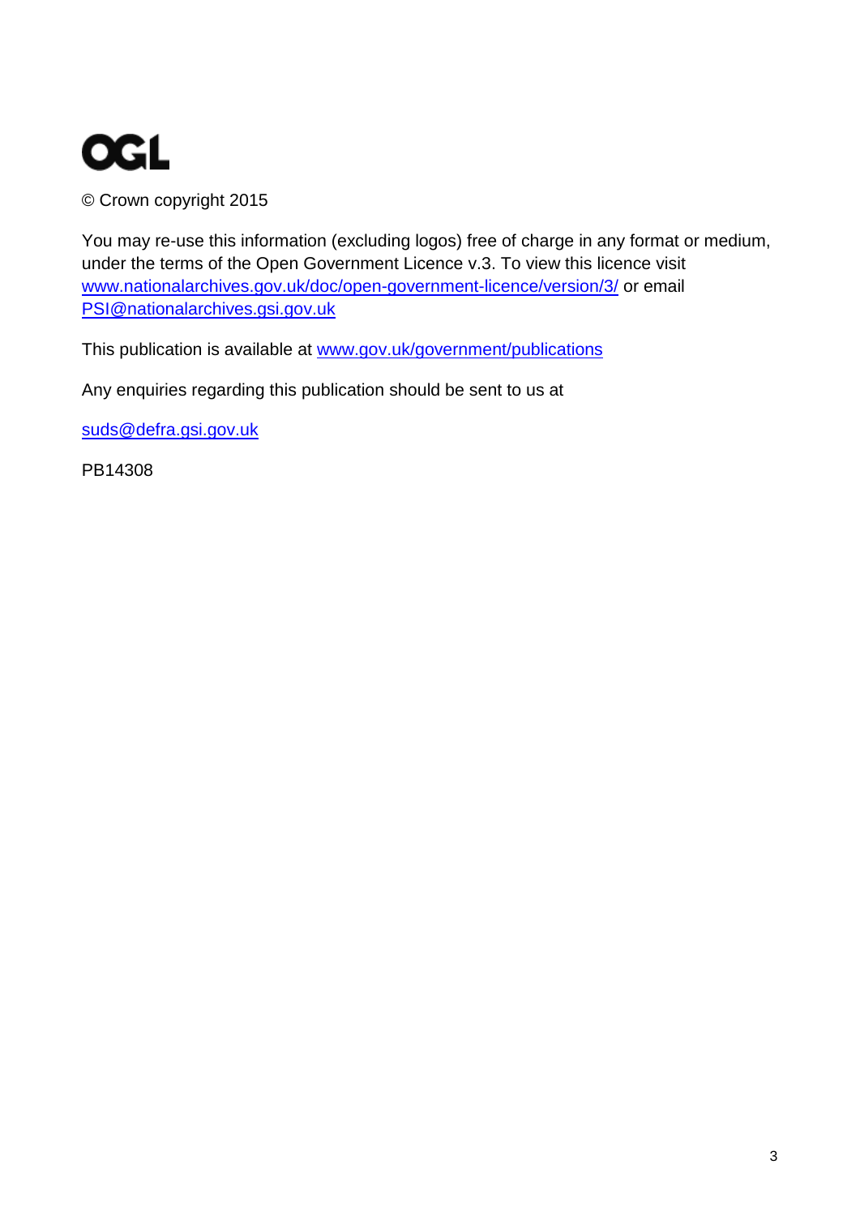OGL

© Crown copyright 2015

You may re-use this information (excluding logos) free of charge in any format or medium, under the terms of the Open Government Licence v.3. To view this licence visit [www.nationalarchives.gov.uk/doc/open-government-licence/version/3/](http://www.nationalarchives.gov.uk/doc/open-government-licence/version/3/) or email [PSI@nationalarchives.gsi.gov.uk](mailto:PSI@nationalarchives.gsi.gov.uk)

This publication is available at [www.gov.uk/government/publications](http://www.gov.uk/government/publications)

Any enquiries regarding this publication should be sent to us at

[suds@defra.gsi.gov.uk](mailto:suds@defra.gsi.gov.uk)

PB14308